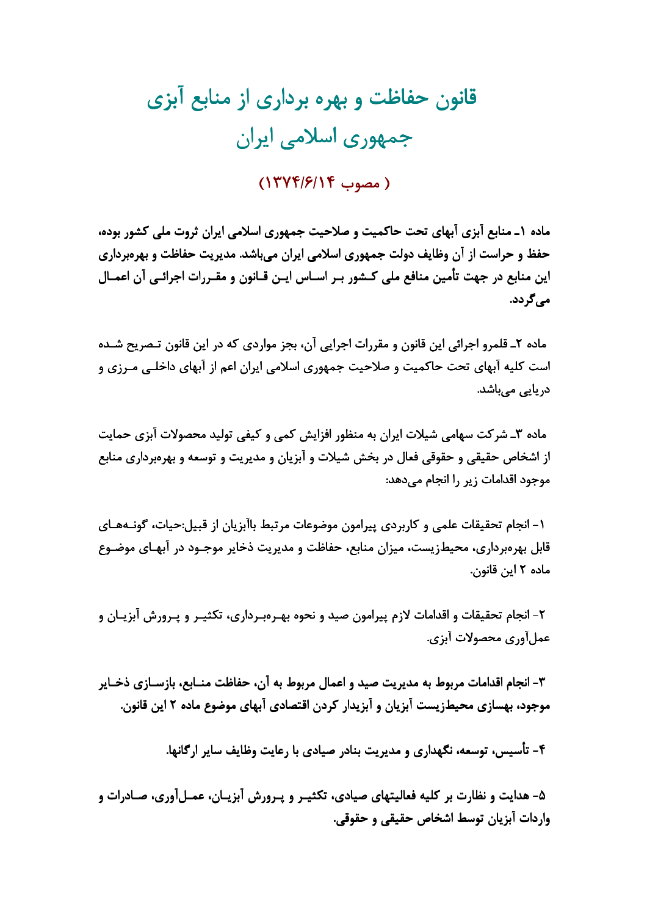# قانون حفاظت و بهره برداری از منابع آبزی جمهوری اسلامی ایران

## ( مصوب ۱۳۷۴/۶/۱۴)

**ماده ۱ـ منابع آبزی آبهای تحت حاکمیت و صلاحیت جمهوری اسلامی ایران ثروت ملی کشور بوده، حفظ و حراست از آن وظایف دولت جمهوری اسلامی ایران می‌باشد. مدیریت حفاظت و بهره‌برداری این منابع در جهت تأمین منافع ملی کشور بر اساس این قانون و مقررات اجرائی آن اعمال می‌گردد.**

ماده ۲ـ قلمرو اجرائی این قانون و مقررات اجرایی آن، بجز مواردی که در این قانون تصریح شده است کلیه آبهای تحت حاکمیت و صلاحیت جمهوری اسلامی ایران اعم از آبهای داخلی مرزی و دریایی می‌باشد.

ماده ۳ـ شرکت سهامی شیلات ایران به منظور افزایش کمی و کیفی تولید محصولات آبزی حمایت از اشخاص حقیقی و حقوقی فعال در بخش شیلات و آبزیان و مدیریت و توسعه و بهره‌برداری منابع موجود اقدامات زیر را انجام می‌دهد:

۱- انجام تحقیقات علمی و کاربردی پیرامون موضوعات مرتبط باآبزیان از قبیل:حیات، گونه‌های قابل بهره‌برداری، محیط‌زیست، میزان منابع، حفاظت و مدیریت ذخایر موجود در آبهای موضوع ماده ۲ این قانون.

۲- انجام تحقیقات و اقدامات لازم پیرامون صید و نحوه بهره‌برداری، تکثیر و پرورش آبزیان و عمل‌آوری محصولات آبزی.

**۳- انجام اقدامات مربوط به مدیریت صید و اعمال مربوط به آن، حفاظت منابع، بازسازی ذخایر موجود، بهسازی محیط‌زیست آبزیان و آبزیدار کردن اقتصادی آبهای موضوع ماده ۲ این قانون.**

**۴- تأسیس، توسعه، نگهداری و مدیریت بنادر صیادی با رعایت وظایف سایر ارگانها.**

**۵- هدایت و نظارت بر کلیه فعالیتهای صیادی، تکثیر و پرورش آبزیان، عمل‌آوری، صادرات و واردات آبزیان توسط اشخاص حقیقی و حقوقی.**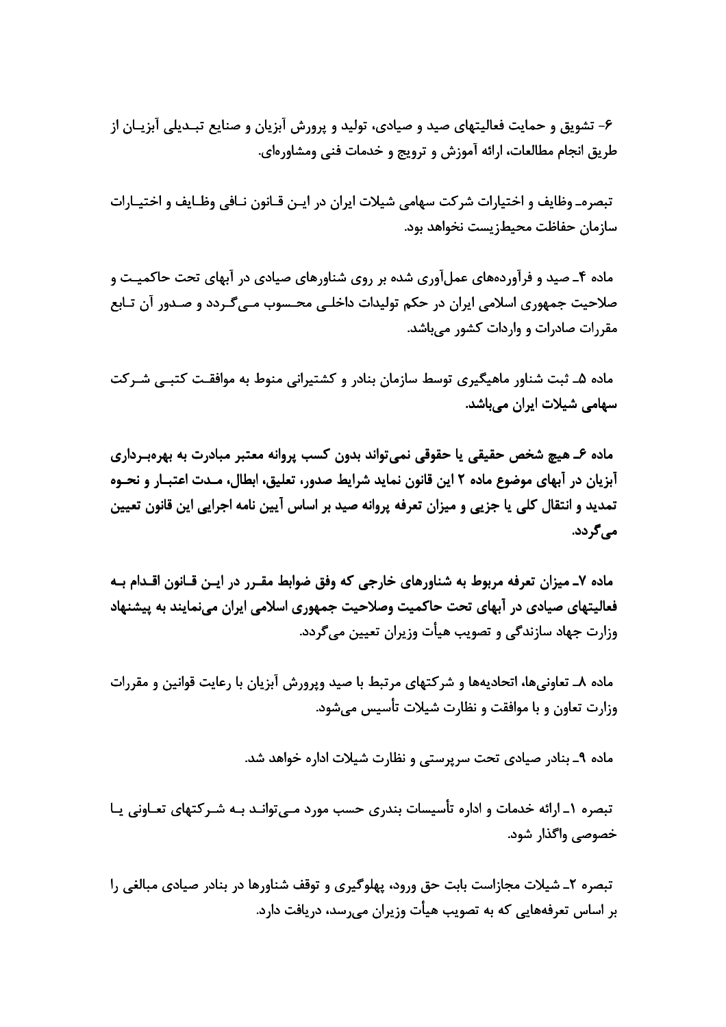۶- تشویق و حمایت فعالیتهای صید و صیادی، تولید و پرورش آبزیان و صنایع تبدیلی آبزیان از طریق انجام مطالعات، ارائه آموزش و ترویج و خدمات فنی ومشاوره‌ای.

تبصره ـ وظایف و اختیارات شرکت سهامی شیلات ایران در این قانون نافی وظایف و اختیارات سازمان حفاظت محیط‌زیست نخواهد بود.

ماده ۴ ـ صید و فرآورده‌های عمل‌آوری شده بر روی شناورهای صیادی در آبهای تحت حاکمیت و صلاحیت جمهوری اسلامی ایران در حکم تولیدات داخلی محسوب می‌گردد و صدور آن تابع مقررات صادرات و واردات کشور می‌باشد.

ماده ۵ ـ ثبت شناور ماهیگیری توسط سازمان بنادر و کشتیرانی منوط به موافقت کتبی شرکت **سهامی شیلات ایران می‌باشد.**

**ماده ۶ ـ هیچ شخص حقیقی یا حقوقی نمی‌تواند بدون کسب پروانه معتبر مبادرت به بهره‌برداری آبزیان در آبهای موضوع ماده ۲ این قانون نماید شرایط صدور، تعلیق، ابطال، مدت اعتبار و نحوه تمدید و انتقال کلی یا جزیی و میزان تعرفه پروانه صید بر اساس آیین نامه اجرایی این قانون تعیین می‌گردد.**

**ماده ۷ ـ میزان تعرفه مربوط به شناورهای خارجی که وفق ضوابط مقرر در این قانون اقدام به فعالیتهای صیادی در آبهای تحت حاکمیت وصلاحیت جمهوری اسلامی ایران می‌نمایند به پیشنهاد** وزارت جهاد سازندگی و تصویب هیأت وزیران تعیین می‌گردد.

ماده ۸ ـ تعاونی‌ها، اتحادیه‌ها و شرکتهای مرتبط با صید وپرورش آبزیان با رعایت قوانین و مقررات وزارت تعاون و با موافقت و نظارت شیلات تأسیس می‌شود.

ماده ۹ ـ بنادر صیادی تحت سرپرستی و نظارت شیلات اداره خواهد شد.

تبصره ۱ ـ ارائه خدمات و اداره تأسیسات بندری حسب مورد می‌تواند به شرکتهای تعاونی یا خصوصی واگذار شود.

تبصره ۲ ـ شیلات مجازاست بابت حق ورود، پهلوگیری و توقف شناورها در بنادر صیادی مبالغی را بر اساس تعرفه‌هایی که به تصویب هیأت وزیران می‌رسد، دریافت دارد.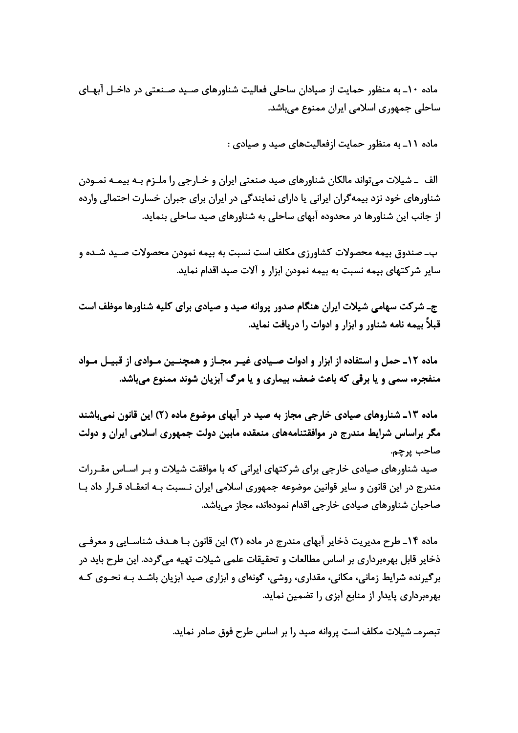ماده ۱۰ـ به منظور حمایت از صیادان ساحلی فعالیت شناورهای صید صنعتی در داخل آبهای ساحلی جمهوری اسلامی ایران ممنوع می‌باشد.

ماده ۱۱ـ به منظور حمایت ازفعالیت‌های صید و صیادی :

الف ـ شیلات می‌تواند مالکان شناورهای صید صنعتی ایران و خارجی را ملزم به بیمه نمودن شناورهای خود نزد بیمه‌گران ایرانی یا دارای نمایندگی در ایران برای جبران خسارت احتمالی وارده از جانب این شناورها در محدوده آبهای ساحلی به شناورهای صید ساحلی بنماید.

ب ـ صندوق بیمه محصولات کشاورزی مکلف است نسبت به بیمه نمودن محصولات صید شده و سایر شرکتهای بیمه نسبت به بیمه نمودن ابزار و آلات صید اقدام نماید.

**ج ـ شرکت سهامی شیلات ایران هنگام صدور پروانه صید و صیادی برای کلیه شناورها موظف است قبلاً بیمه نامه شناور و ابزار و ادوات را دریافت نماید.**

**ماده ۱۲ـ حمل و استفاده از ابزار و ادوات صیادی غیر مجاز و همچنین موادی از قبیل مواد منفجره، سمی و یا برقی که باعث ضعف، بیماری و یا مرگ آبزیان شوند ممنوع می‌باشد.**

**ماده ۱۳ـ شناورهای صیادی خارجی مجاز به صید در آبهای موضوع ماده (۲) این قانون نمی‌باشند مگر براساس شرایط مندرج در موافقتنامه‌های منعقده مابین دولت جمهوری اسلامی ایران و دولت** صاحب پرچم.

صید شناورهای صیادی خارجی برای شرکتهای ایرانی که با موافقت شیلات و بر اساس مقررات مندرج در این قانون و سایر قوانین موضوعه جمهوری اسلامی ایران نسبت به انعقاد قرار داد با صاحبان شناورهای صیادی خارجی اقدام نموده‌اند، مجاز می‌باشد.

ماده ۱۴ـ طرح مدیریت ذخایر آبهای مندرج در ماده (۲) این قانون با هدف شناسایی و معرفی ذخایر قابل بهره‌برداری بر اساس مطالعات و تحقیقات علمی شیلات تهیه می‌گردد. این طرح باید در برگیرنده شرایط زمانی، مکانی، مقداری، روشی، گونه‌ای و ابزاری صید آبزیان باشد به نحوی که بهره‌برداری پایدار از منابع آبزی را تضمین نماید.

تبصره ـ شیلات مکلف است پروانه صید را بر اساس طرح فوق صادر نماید.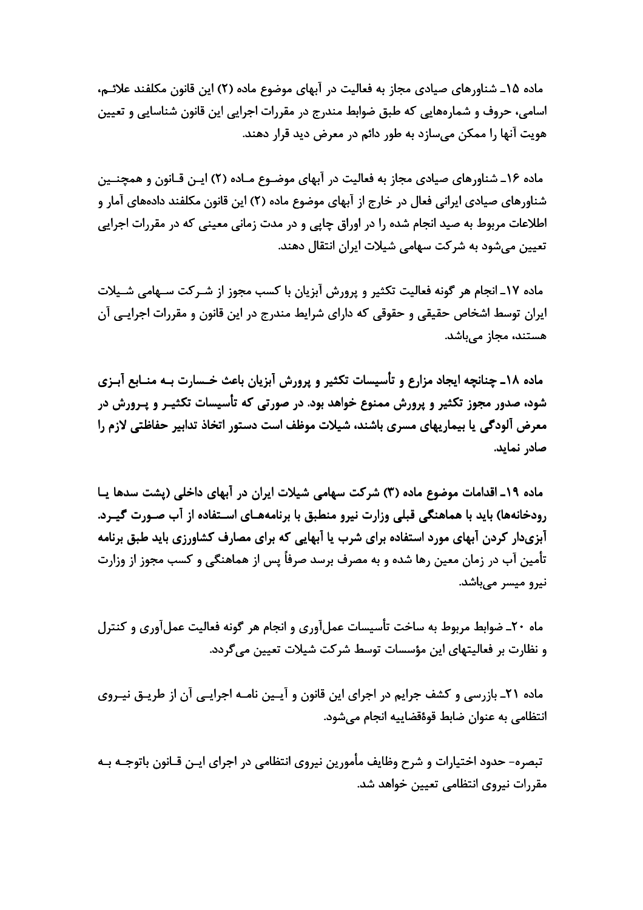ماده ۱۵ـ شناورهای صیادی مجاز به فعالیت در آبهای موضوع ماده (۲) این قانون مکلفند علائم، اسامی، حروف و شماره‌هایی که طبق ضوابط مندرج در مقررات اجرایی این قانون شناسایی و تعیین هویت آنها را ممکن می‌سازد به طور دائم در معرض دید قرار دهند.

ماده ۱۶ـ شناورهای صیادی مجاز به فعالیت در آبهای موضوع ماده (۲) این قانون و همچنین شناورهای صیادی ایرانی فعال در خارج از آبهای موضوع ماده (۲) این قانون مکلفند داده‌های آمار و اطلاعات مربوط به صید انجام شده را در اوراق چاپی و در مدت زمانی معینی که در مقررات اجرایی تعیین می‌شود به شرکت سهامی شیلات ایران انتقال دهند.

ماده ۱۷ـ انجام هر گونه فعالیت تکثیر و پرورش آبزیان با کسب مجوز از شرکت سهامی شیلات ایران توسط اشخاص حقیقی و حقوقی که دارای شرایط مندرج در این قانون و مقررات اجرایی آن هستند، مجاز می‌باشد.

**ماده ۱۸ـ چنانچه ایجاد مزارع و تأسیسات تکثیر و پرورش آبزیان باعث خسارت به منابع آبزی شود، صدور مجوز تکثیر و پرورش ممنوع خواهد بود. در صورتی که تأسیسات تکثیر و پرورش در معرض آلودگی یا بیماریهای مسری باشند، شیلات موظف است دستور اتخاذ تدابیر حفاظتی لازم را صادر نماید.**

**ماده ۱۹ـ اقدامات موضوع ماده (۳) شرکت سهامی شیلات ایران در آبهای داخلی (پشت سدها یا رودخانه‌ها) باید با هماهنگی قبلی وزارت نیرو منطبق با برنامه‌های استفاده از آب صورت گیرد. آبزی‌دار کردن آبهای مورد استفاده برای شرب یا آبهایی که برای مصارف کشاورزی باید طبق برنامه** تأمین آب در زمان معین رها شده و به مصرف برسد صرفاً پس از هماهنگی و کسب مجوز از وزارت نیرو میسر می‌باشد.

ماه ۲۰ـ ضوابط مربوط به ساخت تأسیسات عمل‌آوری و انجام هر گونه فعالیت عمل‌آوری و کنترل و نظارت بر فعالیتهای این مؤسسات توسط شرکت شیلات تعیین می‌گردد.

ماده ۲۱ـ بازرسی و کشف جرایم در اجرای این قانون و آیین نامه اجرایی آن از طریق نیروی انتظامی به عنوان ضابط قوۀقضاییه انجام می‌شود.

تبصره- حدود اختیارات و شرح وظایف مأمورین نیروی انتظامی در اجرای این قانون باتوجه به مقررات نیروی انتظامی تعیین خواهد شد.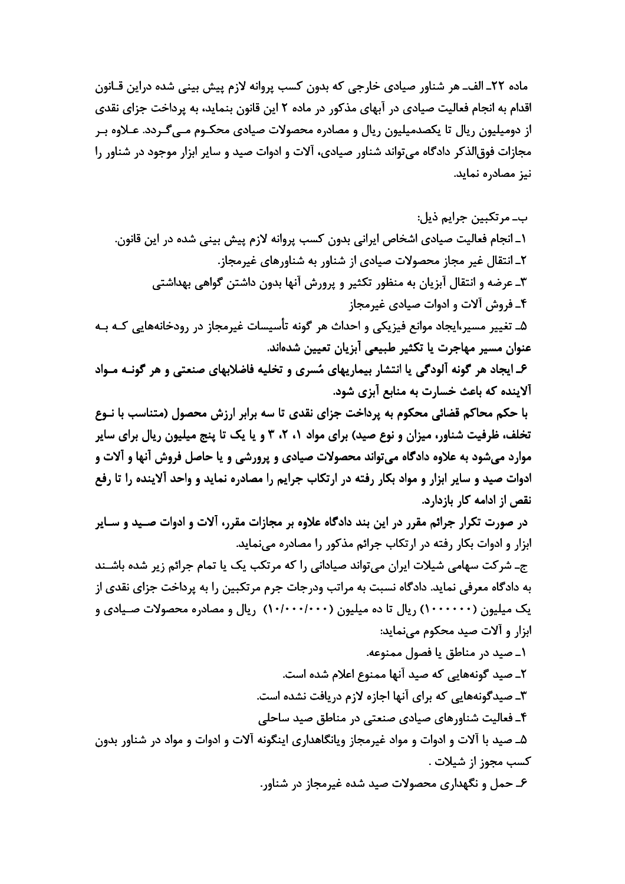ماده ۲۲ـ الف‌ـ هر شناور صیادی خارجی که بدون کسب پروانه لازم پیش بینی شده دراین قانون اقدام به انجام فعالیت صیادی در آبهای مذکور در ماده ۲ این قانون بنماید، به پرداخت جزای نقدی از دومیلیون ریال تا یکصدمیلیون ریال و مصادره محصولات صیادی محکوم می‌گردد. علاوه بر مجازات فوق‌الذکر دادگاه می‌تواند شناور صیادی، آلات و ادوات صید و سایر ابزار موجود در شناور را نیز مصادره نماید.

ب‌ـ مرتکبین جرایم ذیل:

۱ـ انجام فعالیت صیادی اشخاص ایرانی بدون کسب پروانه لازم پیش بینی شده در این قانون.

۲ـ انتقال غیر مجاز محصولات صیادی از شناور به شناورهای غیرمجاز.

۳ـ عرضه و انتقال آبزیان به منظور تکثیر و پرورش آنها بدون داشتن گواهی بهداشتی

۴ـ فروش آلات و ادوات صیادی غیرمجاز

۵ـ تغییر مسیر،ایجاد موانع فیزیکی و احداث هر گونه تأسیسات غیرمجاز در رودخانه‌هایی که به **عنوان مسیر مهاجرت یا تکثیر طبیعی آبزیان تعیین شده‌اند.**

**۶ـ ایجاد هر گونه آلودگی یا انتشار بیماریهای مُسری و تخلیه فاضلابهای صنعتی و هر گونه مواد آلاینده که باعث خسارت به منابع آبزی شود.**

**با حکم محاکم قضائی محکوم به پرداخت جزای نقدی تا سه برابر ارزش محصول (متناسب با نوع تخلف، ظرفیت شناور، میزان و نوع صید) برای مواد ۱، ۲، ۳ و یا یک تا پنج میلیون ریال برای سایر موارد می‌شود به علاوه دادگاه می‌تواند محصولات صیادی و پرورشی و یا حاصل فروش آنها و آلات و ادوات صید و سایر ابزار و مواد بکار رفته در ارتکاب جرایم را مصادره نماید و واحد آلاینده را تا رفع نقص از ادامه کار بازدارد.**

**در صورت تکرار جرائم مقرر در این بند دادگاه علاوه بر مجازات مقرر، آلات و ادوات صید و سایر** ابزار و ادوات بکار رفته در ارتکاب جرائم مذکور را مصادره می‌نماید.

ج‌ـ شرکت سهامی شیلات ایران می‌تواند صیادانی را که مرتکب یک یا تمام جرائم زیر شده باشند به دادگاه معرفی نماید. دادگاه نسبت به مراتب ودرجات جرم مرتکبین را به پرداخت جزای نقدی از یک میلیون (۱۰۰۰۰۰۰) ریال تا ده میلیون (۱۰/۰۰۰/۰۰۰) ریال و مصادره محصولات صیادی و ابزار و آلات صید محکوم می‌نماید:

۱ـ صید در مناطق یا فصول ممنوعه.

۲ـ صید گونه‌هایی که صید آنها ممنوع اعلام شده است.

۳ـ صیدگونه‌هایی که برای آنها اجازه لازم دریافت نشده است.

۴ـ فعالیت شناورهای صیادی صنعتی در مناطق صید ساحلی

۵ـ صید با آلات و ادوات و مواد غیرمجاز ویانگاهداری اینگونه آلات و ادوات و مواد در شناور بدون کسب مجوز از شیلات .

۶ـ حمل و نگهداری محصولات صید شده غیرمجاز در شناور.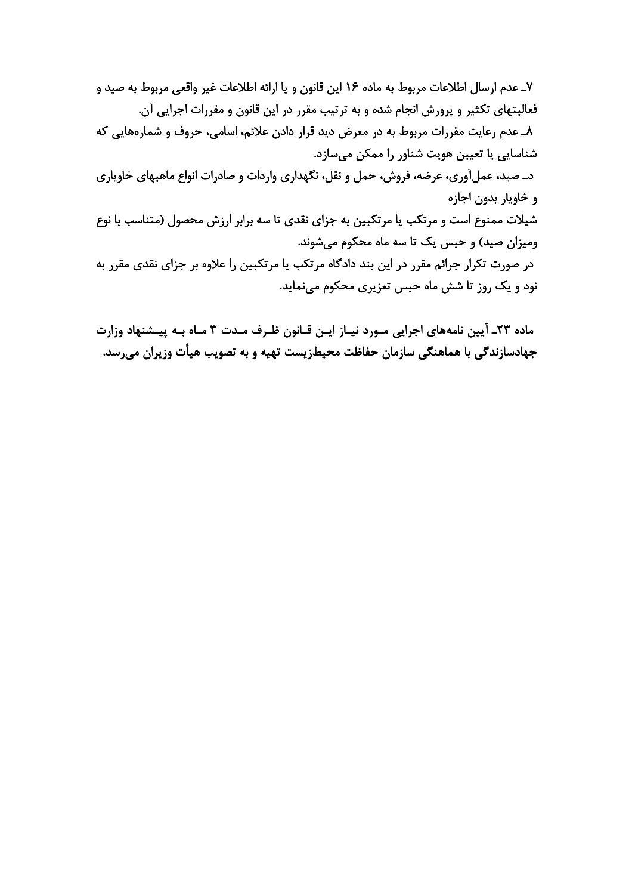۷ـ عدم ارسال اطلاعات مربوط به ماده ۱۶ این قانون و یا ارائه اطلاعات غیر واقعی مربوط به صید و فعالیتهای تکثیر و پرورش انجام شده و به ترتیب مقرر در این قانون و مقررات اجرایی آن.

۸ـ عدم رعایت مقررات مربوط به در معرض دید قرار دادن علائم، اسامی، حروف و شماره‌هایی که شناسایی یا تعیین هویت شناور را ممکن می‌سازد.

دـ صید، عمل‌آوری، عرضه، فروش، حمل و نقل، نگهداری واردات و صادرات انواع ماهیهای خاویاری و خاویار بدون اجازه

شیلات ممنوع است و مرتکب یا مرتکبین به جزای نقدی تا سه برابر ارزش محصول (متناسب با نوع ومیزان صید) و حبس یک تا سه ماه محکوم می‌شوند.

در صورت تکرار جرائم مقرر در این بند دادگاه مرتکب یا مرتکبین را علاوه بر جزای نقدی مقرر به نود و یک روز تا شش ماه حبس تعزیری محکوم می‌نماید.

ماده ۲۳ـ آیین نامه‌های اجرایی مورد نیاز این قانون ظرف مدت ۳ ماه به پیشنهاد وزارت **جهادسازندگی با هماهنگی سازمان حفاظت محیط‌زیست تهیه و به تصویب هیأت وزیران می‌رسد.**